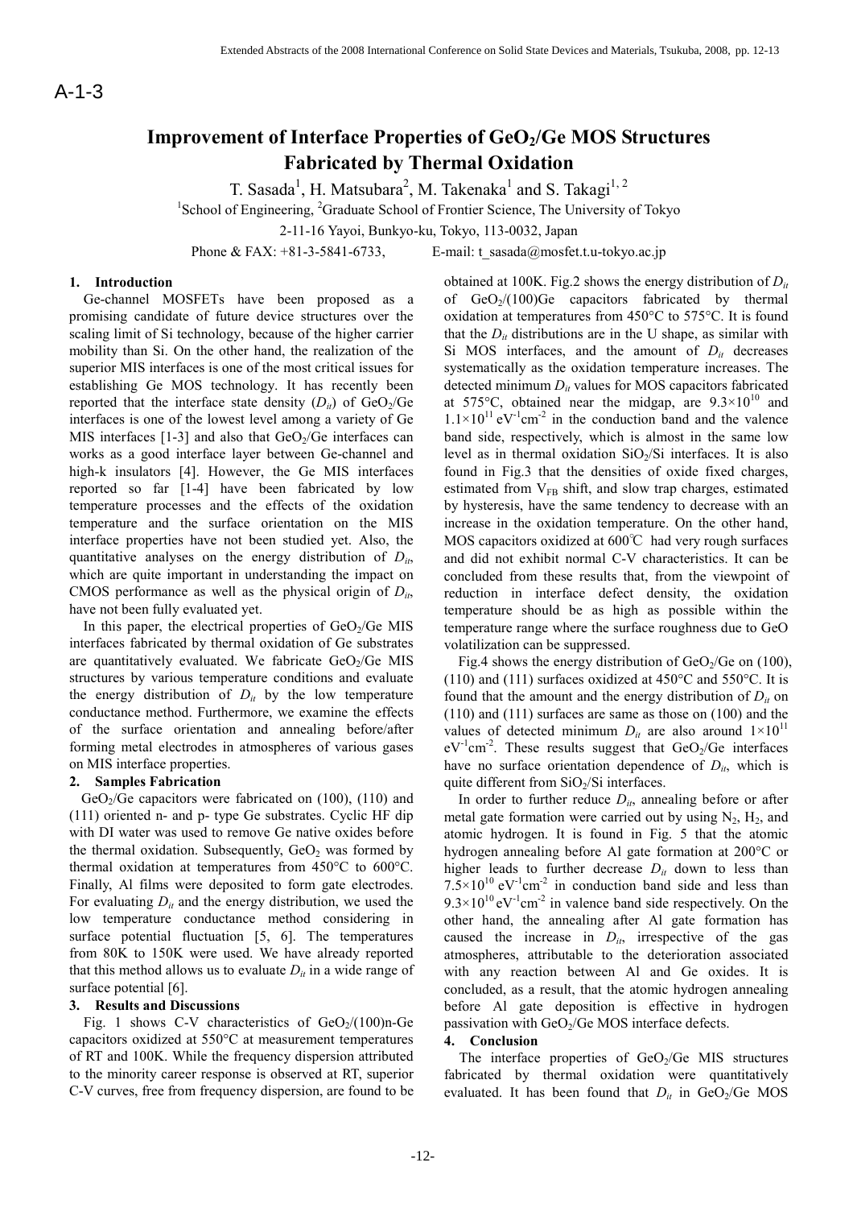A-1-3

# Improvement of Interface Properties of $GeO_2$/Ge MOS Structures Fabricated by Thermal Oxidation

T. Sasada[1], H. Matsubara[2], M. Takenaka[1] and S. Takagi[1, 2]

[1]School of Engineering, [2]Graduate School of Frontier Science, The University of Tokyo

2-11-16 Yayoi, Bunkyo-ku, Tokyo, 113-0032, Japan

Phone & FAX: +81-3-5841-6733, E-mail: t_sasada@mosfet.t.u-tokyo.ac.jp

## 1. Introduction

Ge-channel MOSFETs have been proposed as a promising candidate of future device structures over the scaling limit of Si technology, because of the higher carrier mobility than Si. On the other hand, the realization of the superior MIS interfaces is one of the most critical issues for establishing Ge MOS technology. It has recently been reported that the interface state density ($D_{it}$) of $GeO_2$/Ge interfaces is one of the lowest level among a variety of Ge MIS interfaces [1-3] and also that $GeO_2$/Ge interfaces can works as a good interface layer between Ge-channel and high-k insulators [4]. However, the Ge MIS interfaces reported so far [1-4] have been fabricated by low temperature processes and the effects of the oxidation temperature and the surface orientation on the MIS interface properties have not been studied yet. Also, the quantitative analyses on the energy distribution of $D_{it}$, which are quite important in understanding the impact on CMOS performance as well as the physical origin of $D_{it}$, have not been fully evaluated yet.

In this paper, the electrical properties of $GeO_2$/Ge MIS interfaces fabricated by thermal oxidation of Ge substrates are quantitatively evaluated. We fabricate $GeO_2$/Ge MIS structures by various temperature conditions and evaluate the energy distribution of $D_{it}$ by the low temperature conductance method. Furthermore, we examine the effects of the surface orientation and annealing before/after forming metal electrodes in atmospheres of various gases on MIS interface properties.

## 2. Samples Fabrication

$GeO_2$/Ge capacitors were fabricated on (100), (110) and (111) oriented n- and p- type Ge substrates. Cyclic HF dip with DI water was used to remove Ge native oxides before the thermal oxidation. Subsequently, $GeO_2$ was formed by thermal oxidation at temperatures from 450°C to 600°C. Finally, Al films were deposited to form gate electrodes. For evaluating $D_{it}$ and the energy distribution, we used the low temperature conductance method considering in surface potential fluctuation [5, 6]. The temperatures from 80K to 150K were used. We have already reported that this method allows us to evaluate $D_{it}$ in a wide range of surface potential [6].

## 3. Results and Discussions

Fig. 1 shows C-V characteristics of $GeO_2$/(100)n-Ge capacitors oxidized at 550°C at measurement temperatures of RT and 100K. While the frequency dispersion attributed to the minority career response is observed at RT, superior C-V curves, free from frequency dispersion, are found to be obtained at 100K. Fig.2 shows the energy distribution of $D_{it}$ of $GeO_2$/(100)Ge capacitors fabricated by thermal oxidation at temperatures from 450°C to 575°C. It is found that the $D_{it}$ distributions are in the U shape, as similar with Si MOS interfaces, and the amount of $D_{it}$ decreases systematically as the oxidation temperature increases. The detected minimum $D_{it}$ values for MOS capacitors fabricated at 575°C, obtained near the midgap, are $9.3\times10^{10}$ and $1.1\times10^{11}$ $eV^{-1}cm^{-2}$ in the conduction band and the valence band side, respectively, which is almost in the same low level as in thermal oxidation $SiO_2$/Si interfaces. It is also found in Fig.3 that the densities of oxide fixed charges, estimated from $V_{FB}$ shift, and slow trap charges, estimated by hysteresis, have the same tendency to decrease with an increase in the oxidation temperature. On the other hand, MOS capacitors oxidized at 600℃ had very rough surfaces and did not exhibit normal C-V characteristics. It can be concluded from these results that, from the viewpoint of reduction in interface defect density, the oxidation temperature should be as high as possible within the temperature range where the surface roughness due to GeO volatilization can be suppressed.

Fig.4 shows the energy distribution of $GeO_2$/Ge on (100), (110) and (111) surfaces oxidized at 450°C and 550°C. It is found that the amount and the energy distribution of $D_{it}$ on (110) and (111) surfaces are same as those on (100) and the values of detected minimum $D_{it}$ are also around $1\times10^{11}$ $eV^{-1}cm^{-2}$. These results suggest that $GeO_2$/Ge interfaces have no surface orientation dependence of $D_{it}$, which is quite different from $SiO_2$/Si interfaces.

In order to further reduce $D_{it}$, annealing before or after metal gate formation were carried out by using $N_2$, $H_2$, and atomic hydrogen. It is found in Fig. 5 that the atomic hydrogen annealing before Al gate formation at 200°C or higher leads to further decrease $D_{it}$ down to less than $7.5\times10^{10}$ $eV^{-1}cm^{-2}$ in conduction band side and less than $9.3\times10^{10}$ $eV^{-1}cm^{-2}$ in valence band side respectively. On the other hand, the annealing after Al gate formation has caused the increase in $D_{it}$, irrespective of the gas atmospheres, attributable to the deterioration associated with any reaction between Al and Ge oxides. It is concluded, as a result, that the atomic hydrogen annealing before Al gate deposition is effective in hydrogen passivation with $GeO_2$/Ge MOS interface defects.

## 4. Conclusion

The interface properties of $GeO_2$/Ge MIS structures fabricated by thermal oxidation were quantitatively evaluated. It has been found that $D_{it}$ in $GeO_2$/Ge MOS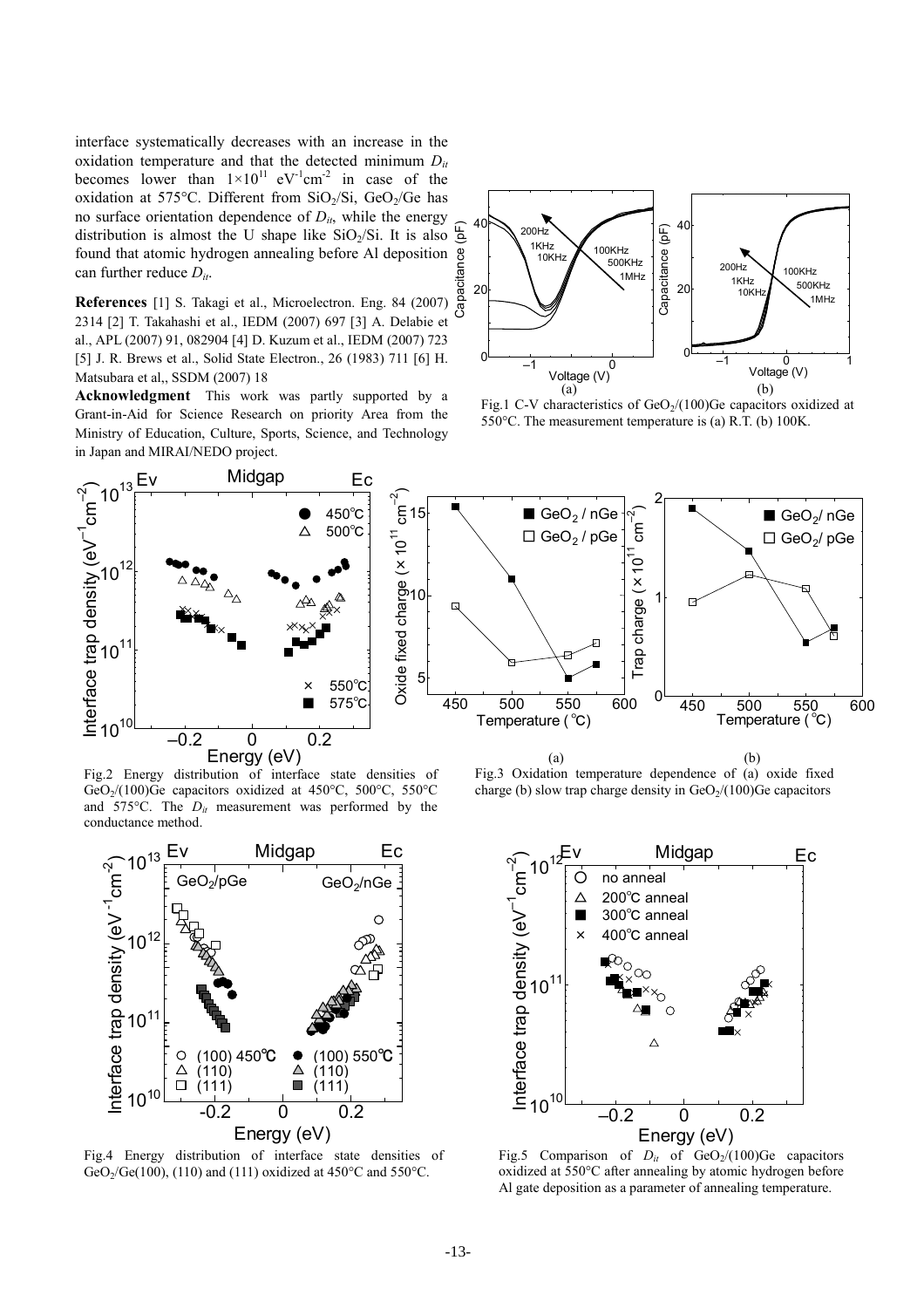interface systematically decreases with an increase in the oxidation temperature and that the detected minimum $D_{it}$ becomes lower than $1\times10^{11}$ $eV^{-1}cm^{-2}$ in case of the oxidation at 575°C. Different from $SiO_2$/Si, $GeO_2$/Ge has no surface orientation dependence of $D_{it}$, while the energy distribution is almost the U shape like $SiO_2$/Si. It is also found that atomic hydrogen annealing before Al deposition can further reduce $D_{it}$.

**References** [1] S. Takagi et al., Microelectron. Eng. 84 (2007) 2314 [2] T. Takahashi et al., IEDM (2007) 697 [3] A. Delabie et al., APL (2007) 91, 082904 [4] D. Kuzum et al., IEDM (2007) 723 [5] J. R. Brews et al., Solid State Electron., 26 (1983) 711 [6] H. Matsubara et al,, SSDM (2007) 18

**Acknowledgment** This work was partly supported by a Grant-in-Aid for Science Research on priority Area from the Ministry of Education, Culture, Sports, Science, and Technology in Japan and MIRAI/NEDO project.

Capacitance (pF)
200Hz
1KHz
10KHz
100KHz
500KHz
1MHz
Voltage (V)
(a)

Capacitance (pF)
200Hz
1KHz
10KHz
100KHz
500KHz
1MHz
Voltage (V)
(b)

Fig.1 C-V characteristics of $GeO_2$/(100)Ge capacitors oxidized at 550°C. The measurement temperature is (a) R.T. (b) 100K.

Ev Midgap Ec
Interface trap density ($eV^{-1}cm^{-2}$)
450℃
500℃
550℃
575℃
Energy (eV)

Fig.2 Energy distribution of interface state densities of $GeO_2$/(100)Ge capacitors oxidized at 450°C, 500°C, 550°C and 575°C. The $D_{it}$ measurement was performed by the conductance method.

Oxide fixed charge ($\times 10^{11}$ $cm^{-2}$)
$GeO_2$ / nGe
$GeO_2$ / pGe
Temperature (℃)
(a)

Trap charge ($\times 10^{11}$ $cm^{-2}$)
$GeO_2$/ nGe
$GeO_2$/ pGe
Temperature (℃)
(b)

Fig.3 Oxidation temperature dependence of (a) oxide fixed charge (b) slow trap charge density in $GeO_2$/(100)Ge capacitors

Ev Midgap Ec
Interface trap density ($eV^{-1}cm^{-2}$)
$GeO_2$/pGe
$GeO_2$/nGe
(100) 450℃
(110)
(111)
(100) 550℃
(110)
(111)
Energy (eV)

Fig.4 Energy distribution of interface state densities of $GeO_2$/Ge(100), (110) and (111) oxidized at 450°C and 550°C.

Ev Midgap Ec
Interface trap density ($eV^{-1}cm^{-2}$)
no anneal
200℃ anneal
300℃ anneal
400℃ anneal
Energy (eV)

Fig.5 Comparison of $D_{it}$ of $GeO_2$/(100)Ge capacitors oxidized at 550°C after annealing by atomic hydrogen before Al gate deposition as a parameter of annealing temperature.